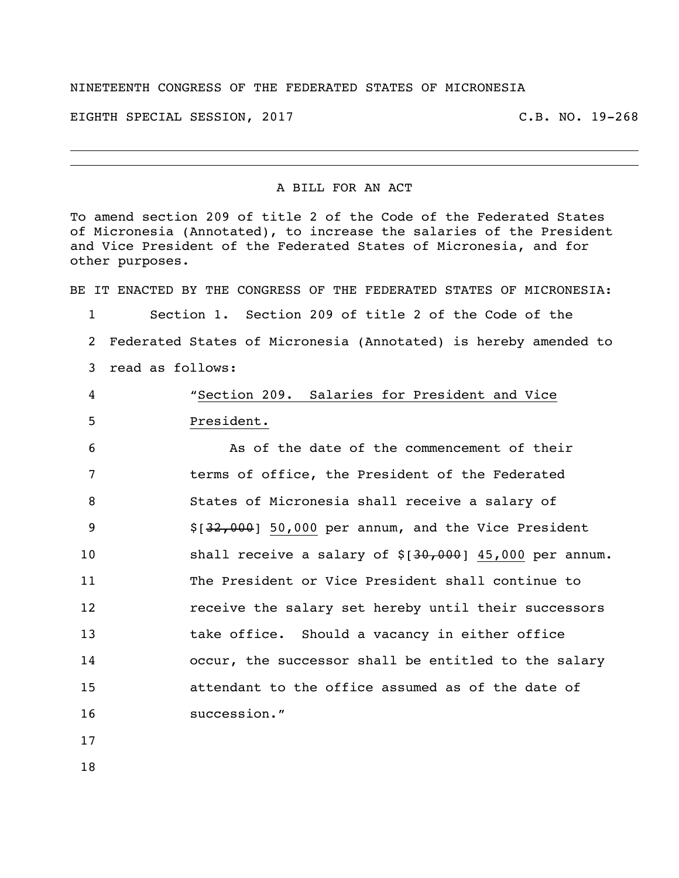NINETEENTH CONGRESS OF THE FEDERATED STATES OF MICRONESIA

EIGHTH SPECIAL SESSION, 2017 C.B. NO. 19-268

---

A BILL FOR AN ACT

To amend section 209 of title 2 of the Code of the Federated States of Micronesia (Annotated), to increase the salaries of the President and Vice President of the Federated States of Micronesia, and for other purposes.

BE IT ENACTED BY THE CONGRESS OF THE FEDERATED STATES OF MICRONESIA:

1 Section 1. Section 209 of title 2 of the Code of the
2 Federated States of Micronesia (Annotated) is hereby amended to
3 read as follows:

4 "Section 209. Salaries for President and Vice
5 President.

6 As of the date of the commencement of their
7 terms of office, the President of the Federated
8 States of Micronesia shall receive a salary of
9 $[~~32,000~~] 50,000 per annum, and the Vice President
10 shall receive a salary of $[~~30,000~~] 45,000 per annum.
11 The President or Vice President shall continue to
12 receive the salary set hereby until their successors
13 take office. Should a vacancy in either office
14 occur, the successor shall be entitled to the salary
15 attendant to the office assumed as of the date of
16 succession."

17

18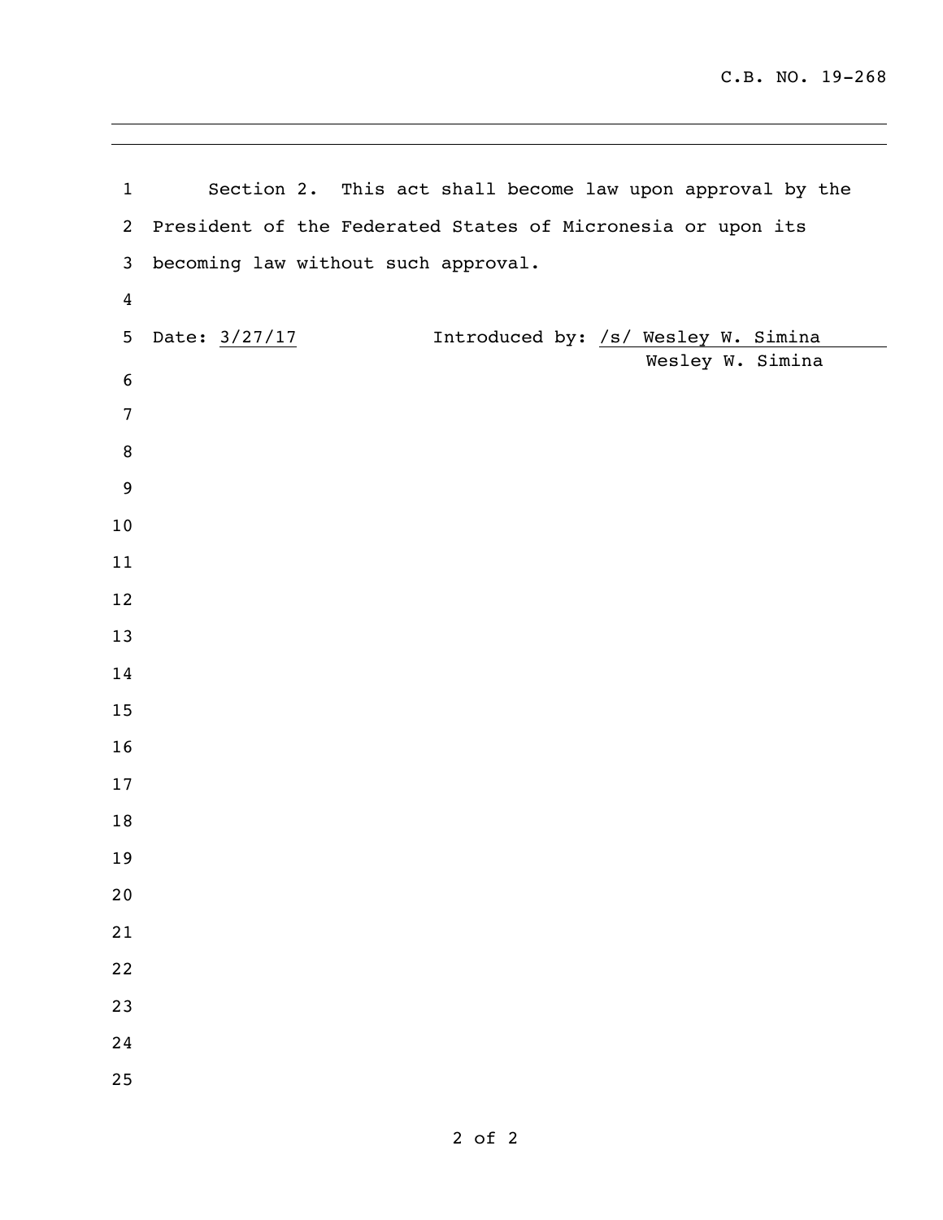Section 2. This act shall become law upon approval by the President of the Federated States of Micronesia or upon its becoming law without such approval.

Date: 3/27/17 Introduced by: /s/ Wesley W. Simina

Wesley W. Simina